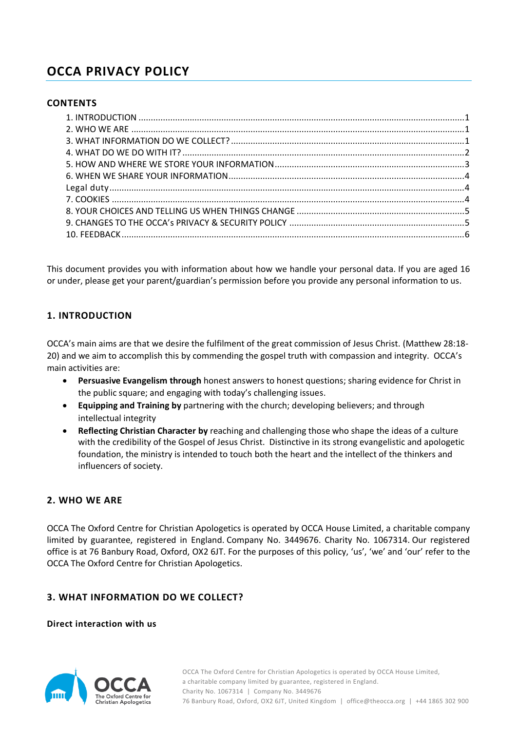# OCCA PRIVACY POLICY

## CONTENTS

1. INTRODUCTION ........................................................................................................................1
2. WHO WE ARE ..........................................................................................................................1
3. WHAT INFORMATION DO WE COLLECT? .............................................................................1
4. WHAT DO WE DO WITH IT? ..................................................................................................2
5. HOW AND WHERE WE STORE YOUR INFORMATION .........................................................3
6. WHEN WE SHARE YOUR INFORMATION ..............................................................................4

Legal duty ......................................................................................................................................4

7. COOKIES ..................................................................................................................................4
8. YOUR CHOICES AND TELLING US WHEN THINGS CHANGE ..............................................5
9. CHANGES TO THE OCCA's PRIVACY & SECURITY POLICY ..................................................5
10. FEEDBACK ...............................................................................................................................6

This document provides you with information about how we handle your personal data. If you are aged 16 or under, please get your parent/guardian's permission before you provide any personal information to us.

## 1. INTRODUCTION

OCCA's main aims are that we desire the fulfilment of the great commission of Jesus Christ. (Matthew 28:18-20) and we aim to accomplish this by commending the gospel truth with compassion and integrity. OCCA's main activities are:

- **Persuasive Evangelism through** honest answers to honest questions; sharing evidence for Christ in the public square; and engaging with today's challenging issues.
- **Equipping and Training by** partnering with the church; developing believers; and through intellectual integrity
- **Reflecting Christian Character by** reaching and challenging those who shape the ideas of a culture with the credibility of the Gospel of Jesus Christ. Distinctive in its strong evangelistic and apologetic foundation, the ministry is intended to touch both the heart and the intellect of the thinkers and influencers of society.

## 2. WHO WE ARE

OCCA The Oxford Centre for Christian Apologetics is operated by OCCA House Limited, a charitable company limited by guarantee, registered in England. Company No. 3449676. Charity No. 1067314. Our registered office is at 76 Banbury Road, Oxford, OX2 6JT. For the purposes of this policy, 'us', 'we' and 'our' refer to the OCCA The Oxford Centre for Christian Apologetics.

## 3. WHAT INFORMATION DO WE COLLECT?

### Direct interaction with us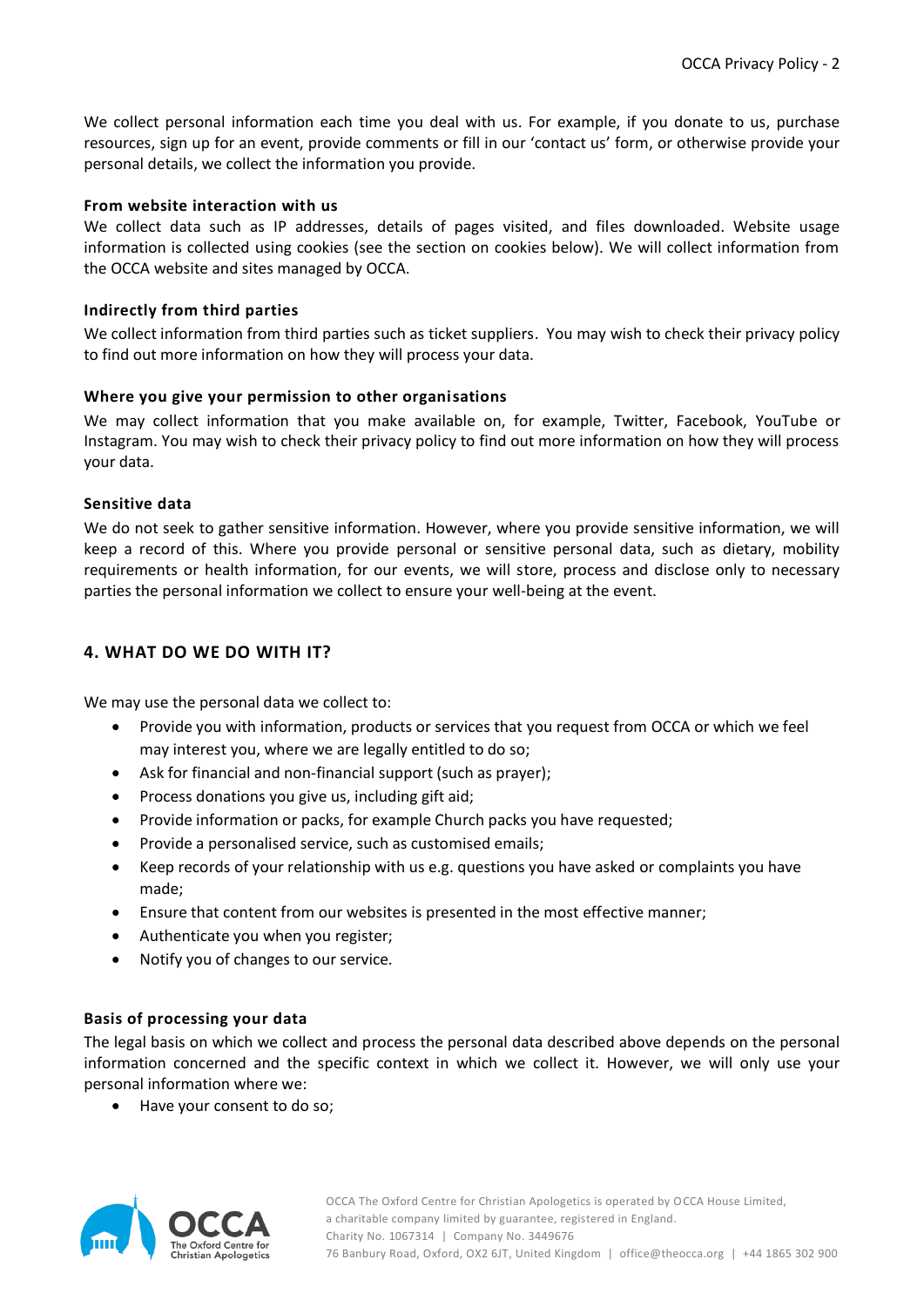We collect personal information each time you deal with us. For example, if you donate to us, purchase resources, sign up for an event, provide comments or fill in our 'contact us' form, or otherwise provide your personal details, we collect the information you provide.

**From website interaction with us**

We collect data such as IP addresses, details of pages visited, and files downloaded. Website usage information is collected using cookies (see the section on cookies below). We will collect information from the OCCA website and sites managed by OCCA.

**Indirectly from third parties**

We collect information from third parties such as ticket suppliers. You may wish to check their privacy policy to find out more information on how they will process your data.

**Where you give your permission to other organisations**

We may collect information that you make available on, for example, Twitter, Facebook, YouTube or Instagram. You may wish to check their privacy policy to find out more information on how they will process your data.

**Sensitive data**

We do not seek to gather sensitive information. However, where you provide sensitive information, we will keep a record of this. Where you provide personal or sensitive personal data, such as dietary, mobility requirements or health information, for our events, we will store, process and disclose only to necessary parties the personal information we collect to ensure your well-being at the event.

## 4. WHAT DO WE DO WITH IT?

We may use the personal data we collect to:

- Provide you with information, products or services that you request from OCCA or which we feel may interest you, where we are legally entitled to do so;
- Ask for financial and non-financial support (such as prayer);
- Process donations you give us, including gift aid;
- Provide information or packs, for example Church packs you have requested;
- Provide a personalised service, such as customised emails;
- Keep records of your relationship with us e.g. questions you have asked or complaints you have made;
- Ensure that content from our websites is presented in the most effective manner;
- Authenticate you when you register;
- Notify you of changes to our service.

**Basis of processing your data**

The legal basis on which we collect and process the personal data described above depends on the personal information concerned and the specific context in which we collect it. However, we will only use your personal information where we:

- Have your consent to do so;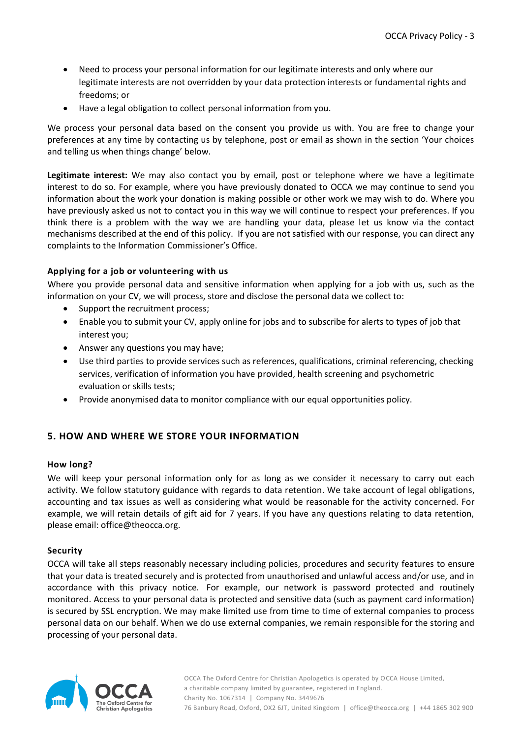- Need to process your personal information for our legitimate interests and only where our legitimate interests are not overridden by your data protection interests or fundamental rights and freedoms; or
- Have a legal obligation to collect personal information from you.

We process your personal data based on the consent you provide us with. You are free to change your preferences at any time by contacting us by telephone, post or email as shown in the section 'Your choices and telling us when things change' below.

**Legitimate interest:** We may also contact you by email, post or telephone where we have a legitimate interest to do so. For example, where you have previously donated to OCCA we may continue to send you information about the work your donation is making possible or other work we may wish to do. Where you have previously asked us not to contact you in this way we will continue to respect your preferences. If you think there is a problem with the way we are handling your data, please let us know via the contact mechanisms described at the end of this policy. If you are not satisfied with our response, you can direct any complaints to the Information Commissioner's Office.

### Applying for a job or volunteering with us

Where you provide personal data and sensitive information when applying for a job with us, such as the information on your CV, we will process, store and disclose the personal data we collect to:

- Support the recruitment process;
- Enable you to submit your CV, apply online for jobs and to subscribe for alerts to types of job that interest you;
- Answer any questions you may have;
- Use third parties to provide services such as references, qualifications, criminal referencing, checking services, verification of information you have provided, health screening and psychometric evaluation or skills tests;
- Provide anonymised data to monitor compliance with our equal opportunities policy.

## 5. HOW AND WHERE WE STORE YOUR INFORMATION

### How long?

We will keep your personal information only for as long as we consider it necessary to carry out each activity. We follow statutory guidance with regards to data retention. We take account of legal obligations, accounting and tax issues as well as considering what would be reasonable for the activity concerned. For example, we will retain details of gift aid for 7 years. If you have any questions relating to data retention, please email: office@theocca.org.

### Security

OCCA will take all steps reasonably necessary including policies, procedures and security features to ensure that your data is treated securely and is protected from unauthorised and unlawful access and/or use, and in accordance with this privacy notice. For example, our network is password protected and routinely monitored. Access to your personal data is protected and sensitive data (such as payment card information) is secured by SSL encryption. We may make limited use from time to time of external companies to process personal data on our behalf. When we do use external companies, we remain responsible for the storing and processing of your personal data.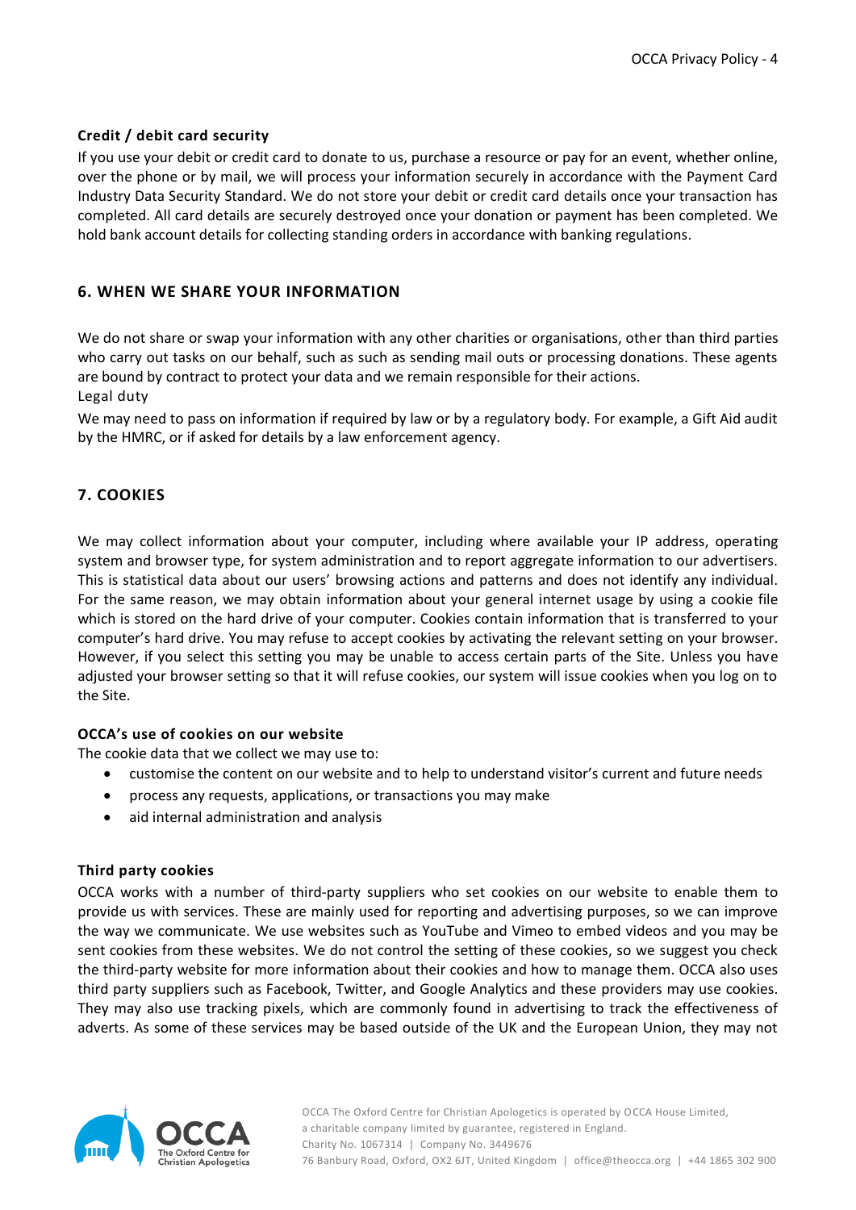### Credit / debit card security

If you use your debit or credit card to donate to us, purchase a resource or pay for an event, whether online, over the phone or by mail, we will process your information securely in accordance with the Payment Card Industry Data Security Standard. We do not store your debit or credit card details once your transaction has completed. All card details are securely destroyed once your donation or payment has been completed. We hold bank account details for collecting standing orders in accordance with banking regulations.

## 6. WHEN WE SHARE YOUR INFORMATION

We do not share or swap your information with any other charities or organisations, other than third parties who carry out tasks on our behalf, such as such as sending mail outs or processing donations. These agents are bound by contract to protect your data and we remain responsible for their actions.

Legal duty

We may need to pass on information if required by law or by a regulatory body. For example, a Gift Aid audit by the HMRC, or if asked for details by a law enforcement agency.

## 7. COOKIES

We may collect information about your computer, including where available your IP address, operating system and browser type, for system administration and to report aggregate information to our advertisers. This is statistical data about our users' browsing actions and patterns and does not identify any individual. For the same reason, we may obtain information about your general internet usage by using a cookie file which is stored on the hard drive of your computer. Cookies contain information that is transferred to your computer's hard drive. You may refuse to accept cookies by activating the relevant setting on your browser. However, if you select this setting you may be unable to access certain parts of the Site. Unless you have adjusted your browser setting so that it will refuse cookies, our system will issue cookies when you log on to the Site.

### OCCA's use of cookies on our website

The cookie data that we collect we may use to:

- customise the content on our website and to help to understand visitor's current and future needs
- process any requests, applications, or transactions you may make
- aid internal administration and analysis

### Third party cookies

OCCA works with a number of third-party suppliers who set cookies on our website to enable them to provide us with services. These are mainly used for reporting and advertising purposes, so we can improve the way we communicate. We use websites such as YouTube and Vimeo to embed videos and you may be sent cookies from these websites. We do not control the setting of these cookies, so we suggest you check the third-party website for more information about their cookies and how to manage them. OCCA also uses third party suppliers such as Facebook, Twitter, and Google Analytics and these providers may use cookies. They may also use tracking pixels, which are commonly found in advertising to track the effectiveness of adverts. As some of these services may be based outside of the UK and the European Union, they may not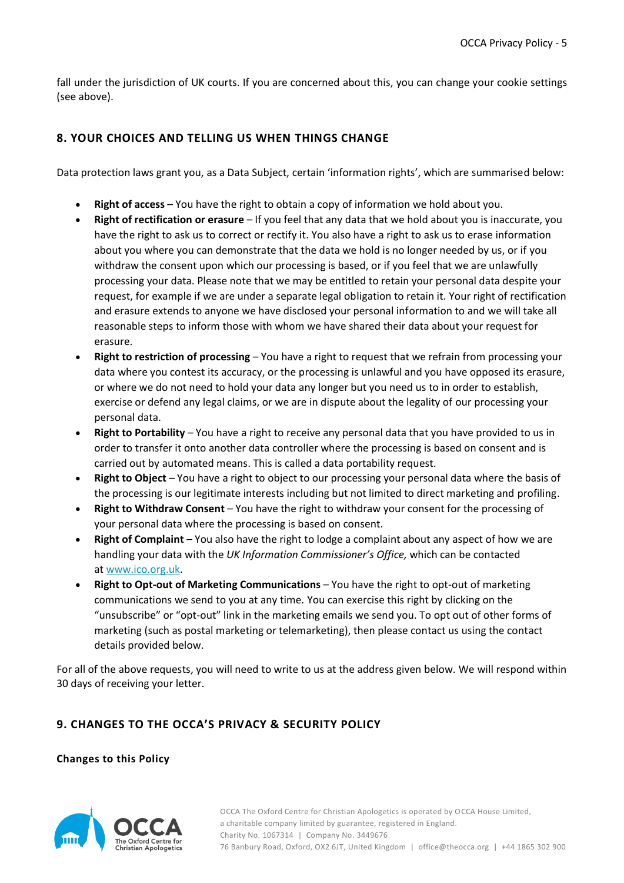fall under the jurisdiction of UK courts. If you are concerned about this, you can change your cookie settings (see above).

## 8. YOUR CHOICES AND TELLING US WHEN THINGS CHANGE

Data protection laws grant you, as a Data Subject, certain 'information rights', which are summarised below:

- **Right of access** – You have the right to obtain a copy of information we hold about you.
- **Right of rectification or erasure** – If you feel that any data that we hold about you is inaccurate, you have the right to ask us to correct or rectify it. You also have a right to ask us to erase information about you where you can demonstrate that the data we hold is no longer needed by us, or if you withdraw the consent upon which our processing is based, or if you feel that we are unlawfully processing your data. Please note that we may be entitled to retain your personal data despite your request, for example if we are under a separate legal obligation to retain it. Your right of rectification and erasure extends to anyone we have disclosed your personal information to and we will take all reasonable steps to inform those with whom we have shared their data about your request for erasure.
- **Right to restriction of processing** – You have a right to request that we refrain from processing your data where you contest its accuracy, or the processing is unlawful and you have opposed its erasure, or where we do not need to hold your data any longer but you need us to in order to establish, exercise or defend any legal claims, or we are in dispute about the legality of our processing your personal data.
- **Right to Portability** – You have a right to receive any personal data that you have provided to us in order to transfer it onto another data controller where the processing is based on consent and is carried out by automated means. This is called a data portability request.
- **Right to Object** – You have a right to object to our processing your personal data where the basis of the processing is our legitimate interests including but not limited to direct marketing and profiling.
- **Right to Withdraw Consent** – You have the right to withdraw your consent for the processing of your personal data where the processing is based on consent.
- **Right of Complaint** – You also have the right to lodge a complaint about any aspect of how we are handling your data with the *UK Information Commissioner's Office,* which can be contacted at [www.ico.org.uk](http://www.ico.org.uk).
- **Right to Opt-out of Marketing Communications** – You have the right to opt-out of marketing communications we send to you at any time. You can exercise this right by clicking on the "unsubscribe" or "opt-out" link in the marketing emails we send you. To opt out of other forms of marketing (such as postal marketing or telemarketing), then please contact us using the contact details provided below.

For all of the above requests, you will need to write to us at the address given below. We will respond within 30 days of receiving your letter.

## 9. CHANGES TO THE OCCA'S PRIVACY & SECURITY POLICY

**Changes to this Policy**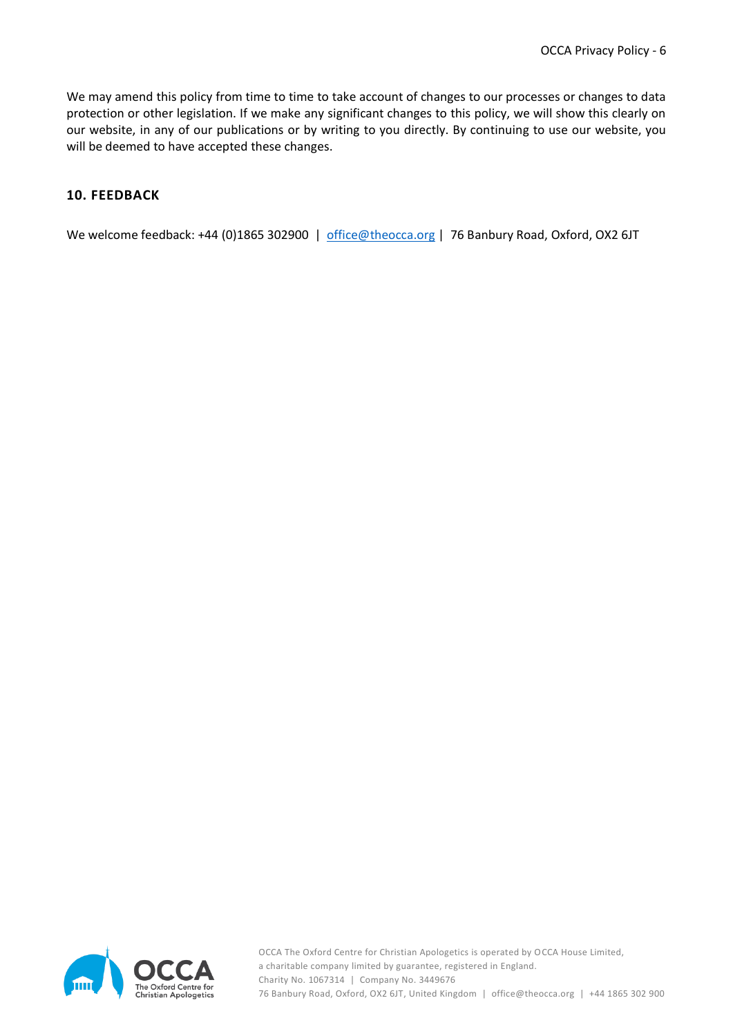We may amend this policy from time to time to take account of changes to our processes or changes to data protection or other legislation. If we make any significant changes to this policy, we will show this clearly on our website, in any of our publications or by writing to you directly. By continuing to use our website, you will be deemed to have accepted these changes.

## 10. FEEDBACK

We welcome feedback: +44 (0)1865 302900 | office@theocca.org | 76 Banbury Road, Oxford, OX2 6JT